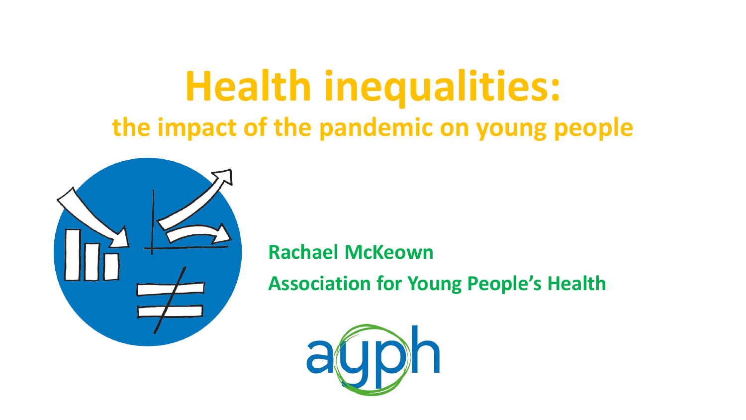# Health inequalities:

## the impact of the pandemic on young people

**Rachael McKeown**

**Association for Young People's Health**

ayph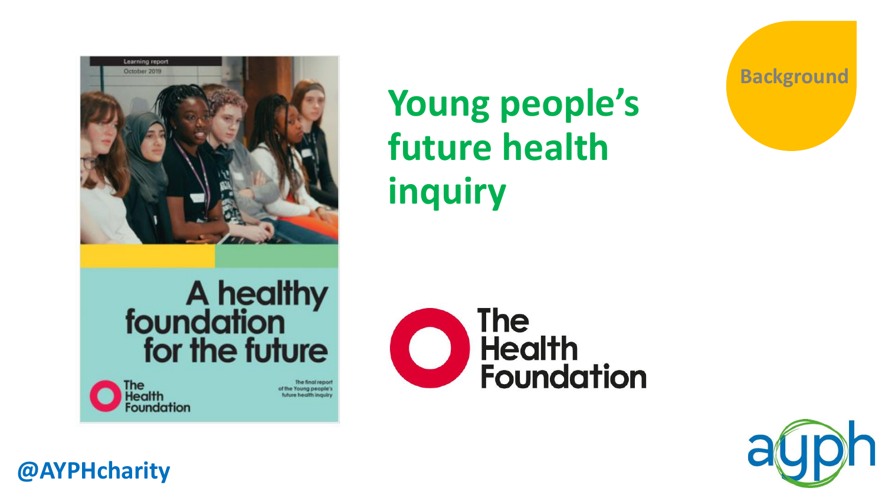Background

# Young people's future health inquiry

Learning report
October 2019

A healthy foundation for the future

The final report of the Young people's future health inquiry

The Health Foundation

The Health Foundation

@AYPHcharity

ayph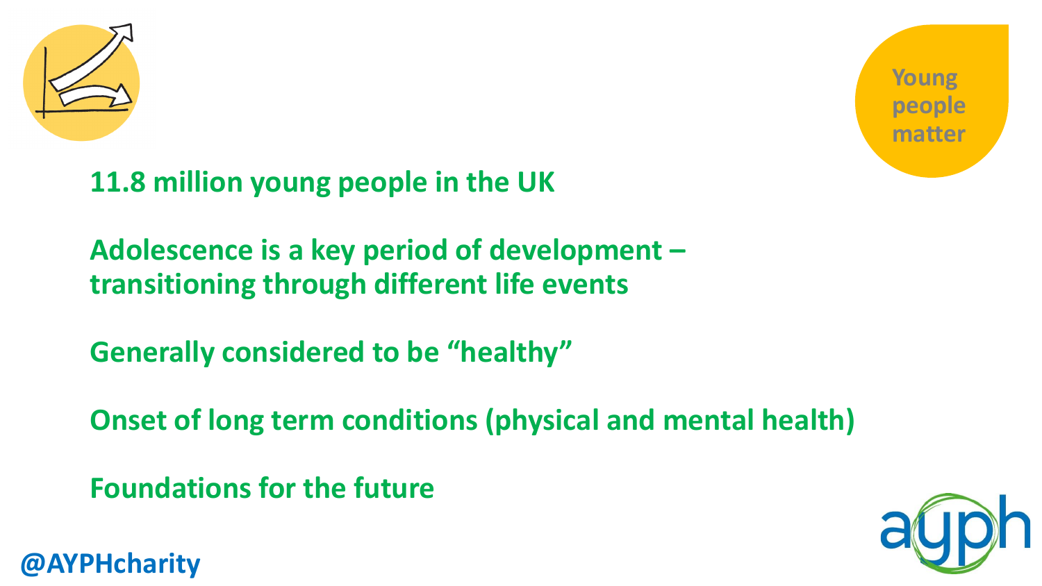Young people matter

**11.8 million young people in the UK**

**Adolescence is a key period of development – transitioning through different life events**

**Generally considered to be "healthy"**

**Onset of long term conditions (physical and mental health)**

**Foundations for the future**

@AYPHcharity

ayph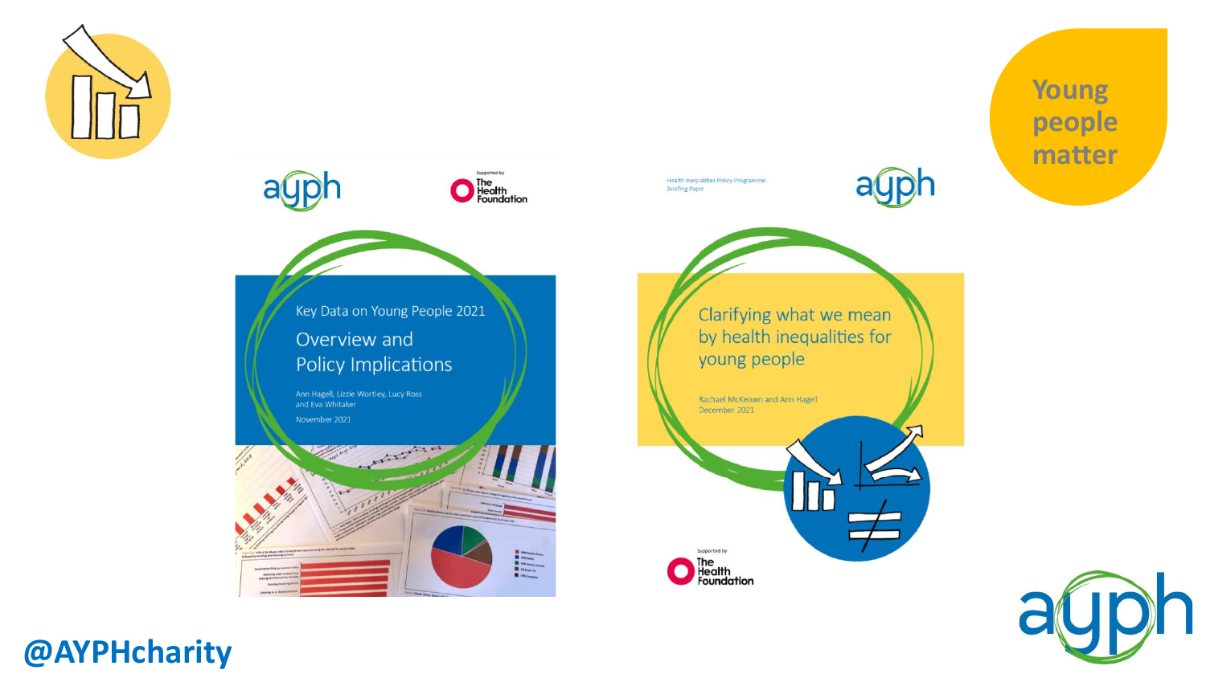Young people matter

ayph

Supported by The Health Foundation

Key Data on Young People 2021

Overview and Policy Implications

Ann Hagell, Lizzie Wortley, Lucy Ross and Eva Whitaker

November 2021

Health Inequalities Policy Programme: Briefing Paper

ayph

Clarifying what we mean by health inequalities for young people

Rachael McKeown and Ann Hagell

December 2021

Supported by The Health Foundation

@AYPHcharity

ayph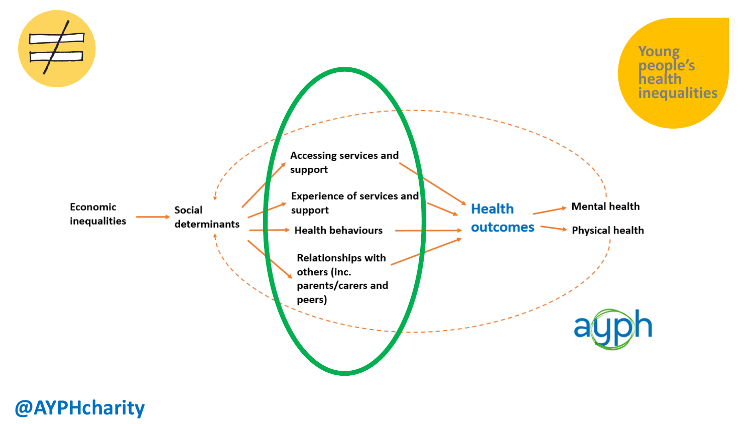Economic inequalities → Social determinants

Social determinants → Accessing services and support

Social determinants → Experience of services and support

Social determinants → Health behaviours

Social determinants → Relationships with others (inc. parents/carers and peers)

Accessing services and support, Experience of services and support, Health behaviours, Relationships with others (inc. parents/carers and peers) → **Health outcomes**

**Health outcomes** → Mental health

**Health outcomes** → Physical health

Young people's health inequalities

ayph

@AYPHcharity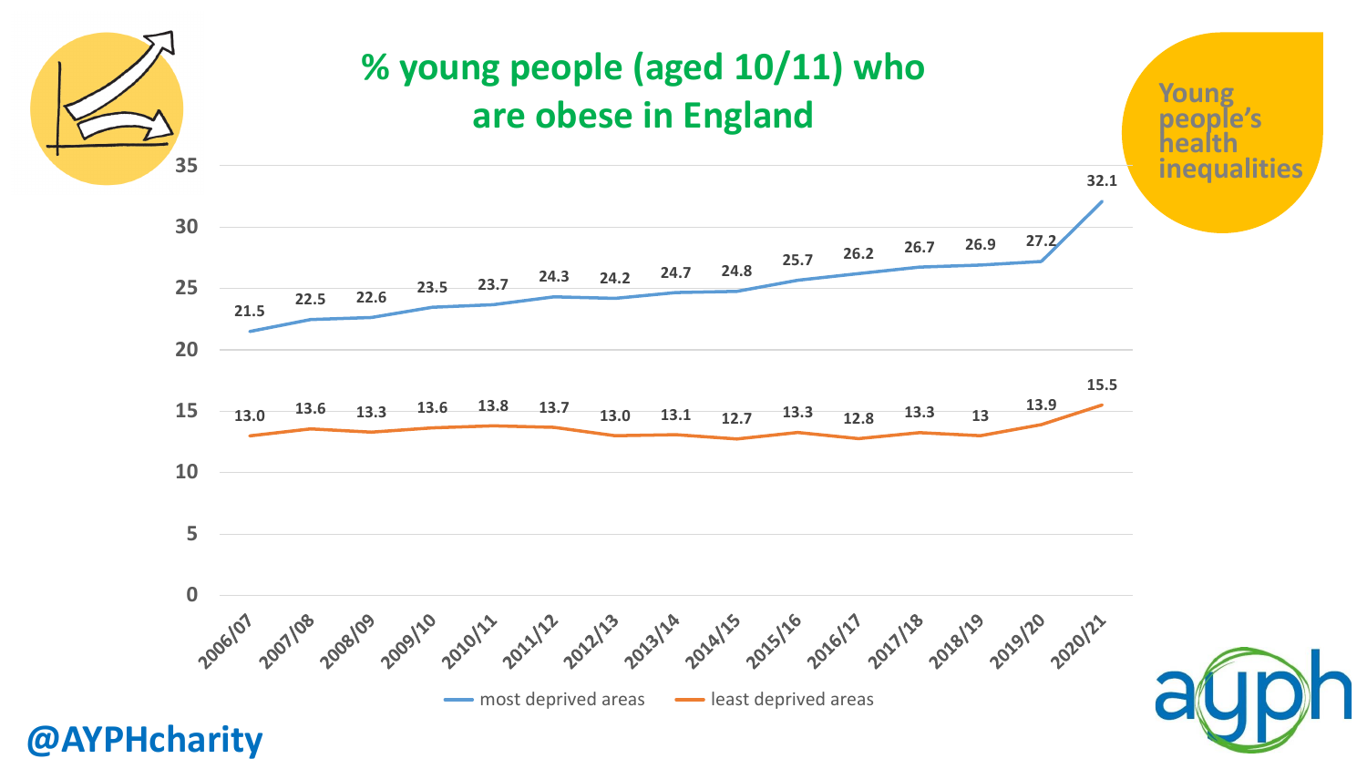# % young people (aged 10/11) who are obese in England

| Year | most deprived areas | least deprived areas |
| --- | --- | --- |
| 2006/07 | 21.5 | 13.0 |
| 2007/08 | 22.5 | 13.6 |
| 2008/09 | 22.6 | 13.3 |
| 2009/10 | 23.5 | 13.6 |
| 2010/11 | 23.7 | 13.8 |
| 2011/12 | 24.3 | 13.7 |
| 2012/13 | 24.2 | 13.0 |
| 2013/14 | 24.7 | 13.1 |
| 2014/15 | 24.8 | 12.7 |
| 2015/16 | 25.7 | 13.3 |
| 2016/17 | 26.2 | 12.8 |
| 2017/18 | 26.7 | 13.3 |
| 2018/19 | 26.9 | 13 |
| 2019/20 | 27.2 | 13.9 |
| 2020/21 | 32.1 | 15.5 |

Young people's health inequalities

@AYPHcharity

ayph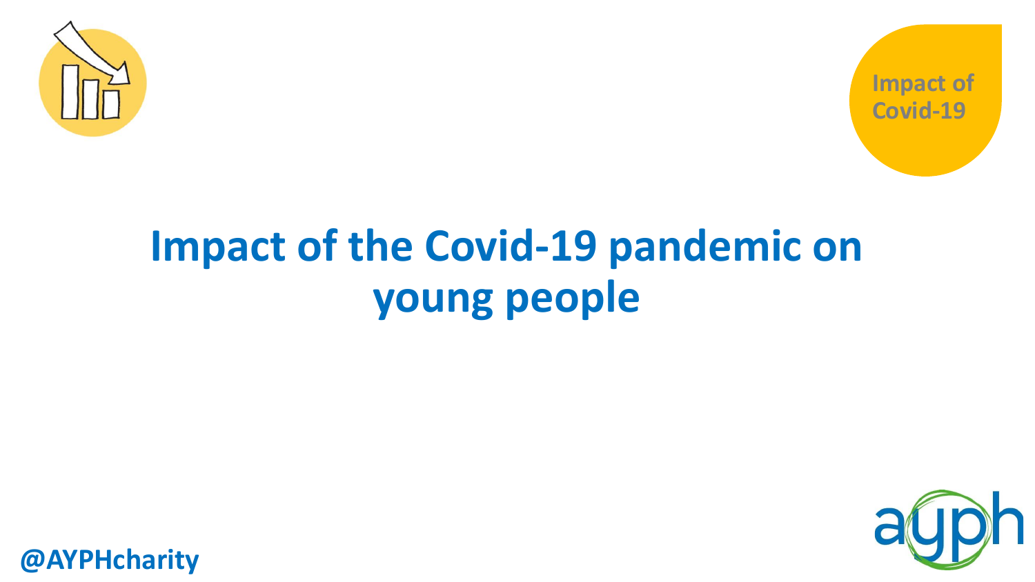Impact of Covid-19

# Impact of the Covid-19 pandemic on young people

@AYPHcharity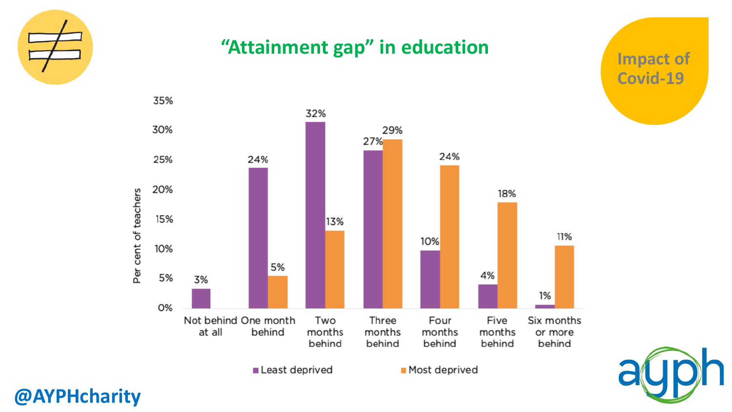# "Attainment gap" in education

Impact of Covid-19

| | Least deprived | Most deprived |
|---|---|---|
| Not behind at all | 3% | |
| One month behind | 24% | 5% |
| Two months behind | 32% | 13% |
| Three months behind | 27% | 29% |
| Four months behind | 10% | 24% |
| Five months behind | 4% | 18% |
| Six months or more behind | 1% | 11% |

Per cent of teachers

@AYPHcharity

ayph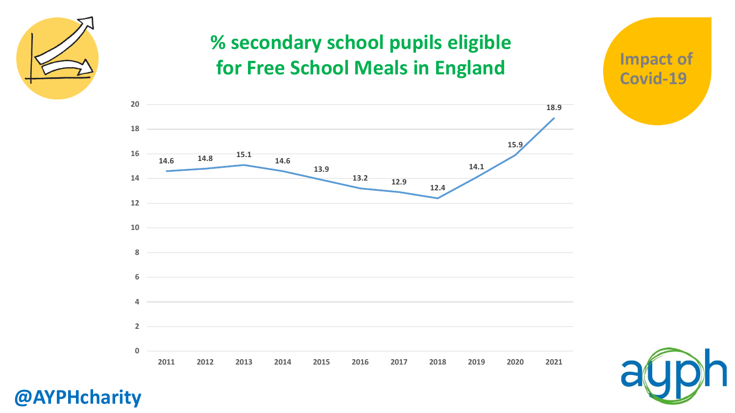# % secondary school pupils eligible for Free School Meals in England

Impact of Covid-19

| Year | % |
|---|---|
| 2011 | 14.6 |
| 2012 | 14.8 |
| 2013 | 15.1 |
| 2014 | 14.6 |
| 2015 | 13.9 |
| 2016 | 13.2 |
| 2017 | 12.9 |
| 2018 | 12.4 |
| 2019 | 14.1 |
| 2020 | 15.9 |
| 2021 | 18.9 |

@AYPHcharity

ayph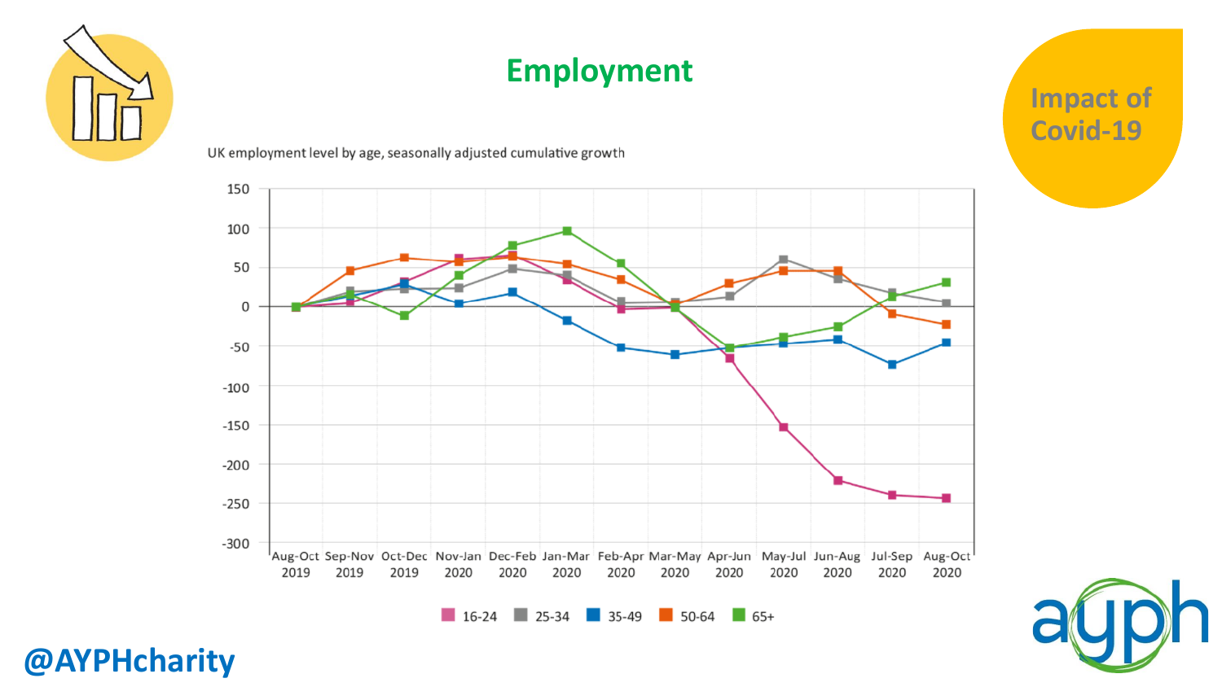# Employment

Impact of Covid-19

UK employment level by age, seasonally adjusted cumulative growth

16-24 | 25-34 | 35-49 | 50-64 | 65+

@AYPHcharity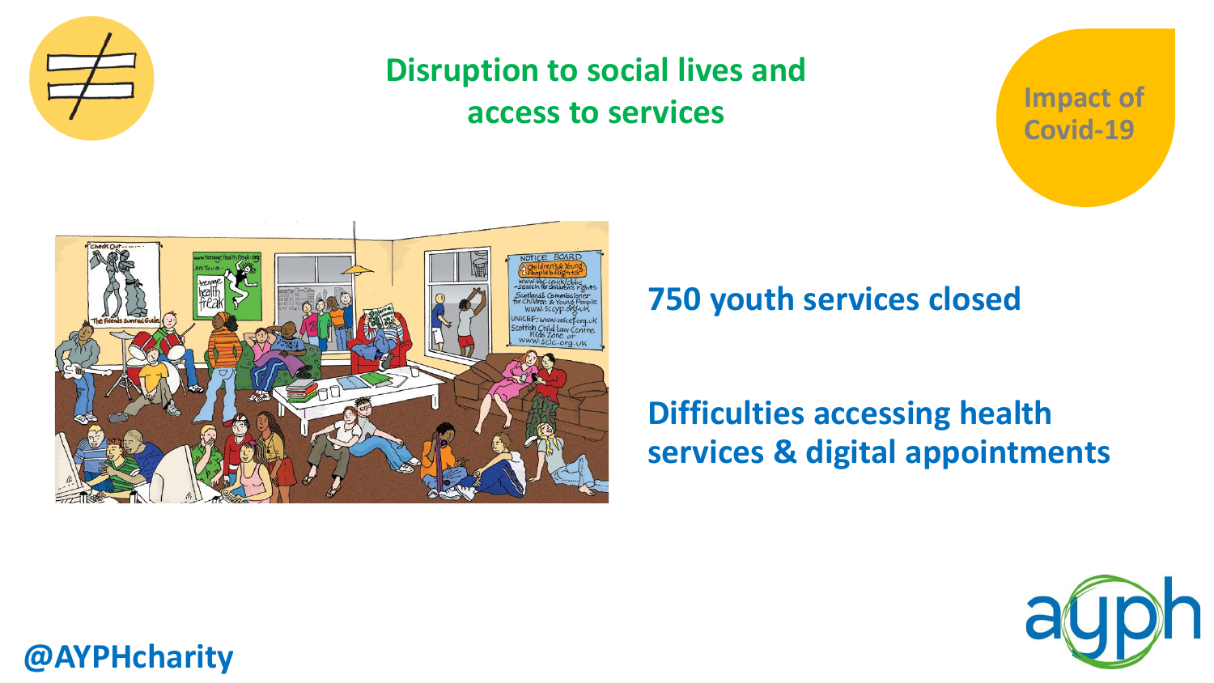## Disruption to social lives and access to services

Impact of Covid-19

**750 youth services closed**

**Difficulties accessing health services & digital appointments**

@AYPHcharity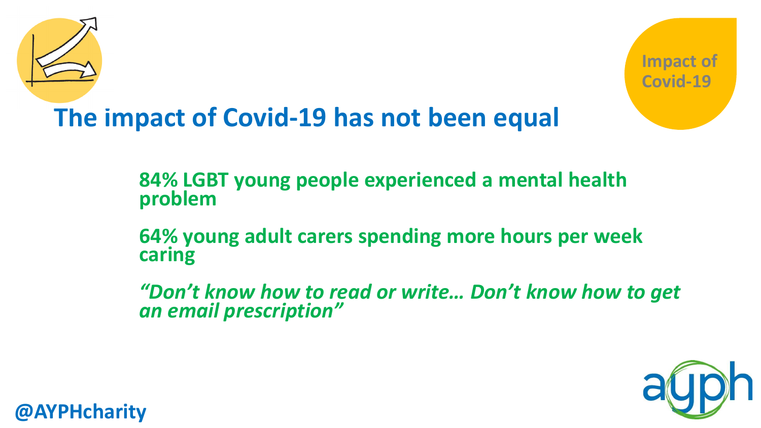Impact of Covid-19

# The impact of Covid-19 has not been equal

**84% LGBT young people experienced a mental health problem**

**64% young adult carers spending more hours per week caring**

***"Don't know how to read or write… Don't know how to get an email prescription"***

@AYPHcharity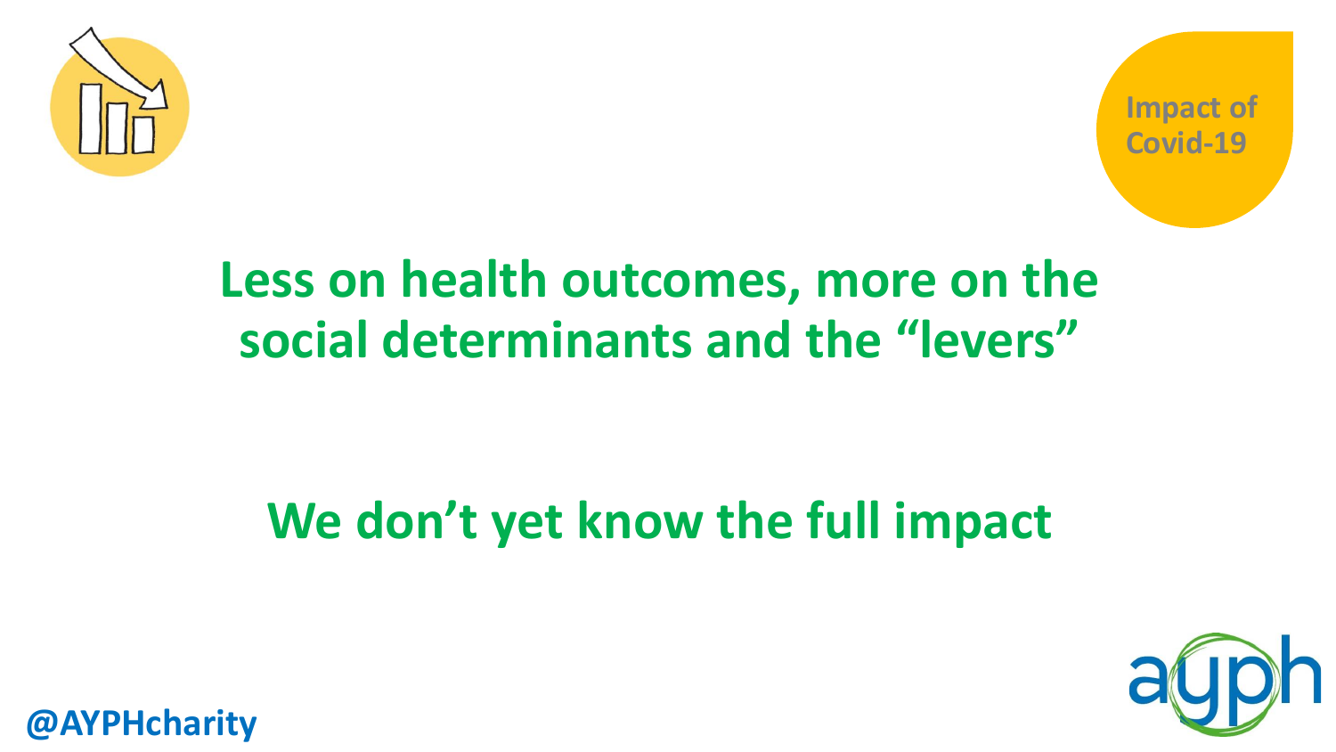Impact of Covid-19

## Less on health outcomes, more on the social determinants and the "levers"

## We don't yet know the full impact

@AYPHcharity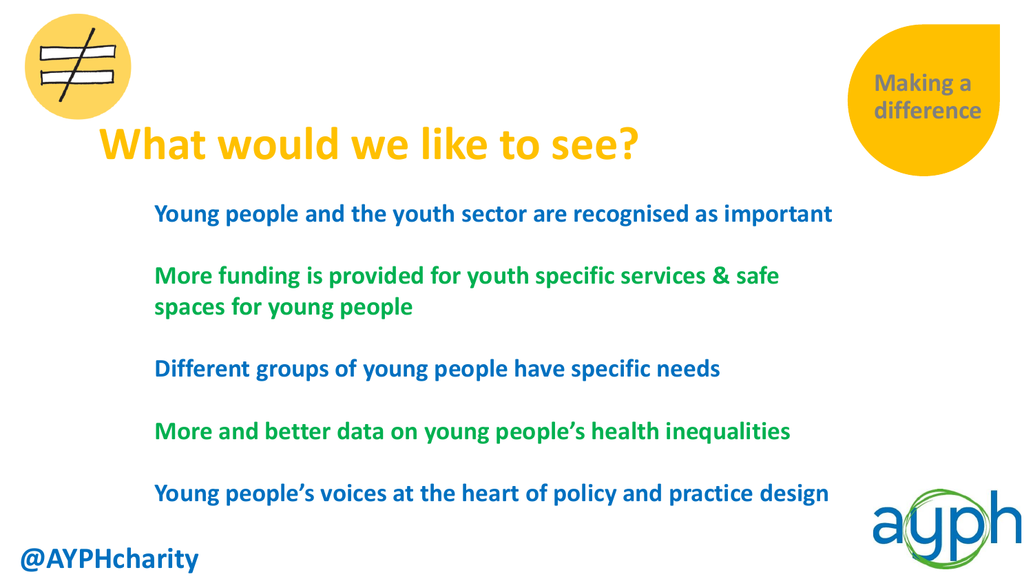Making a difference

# What would we like to see?

Young people and the youth sector are recognised as important

More funding is provided for youth specific services & safe spaces for young people

Different groups of young people have specific needs

More and better data on young people's health inequalities

Young people's voices at the heart of policy and practice design

@AYPHcharity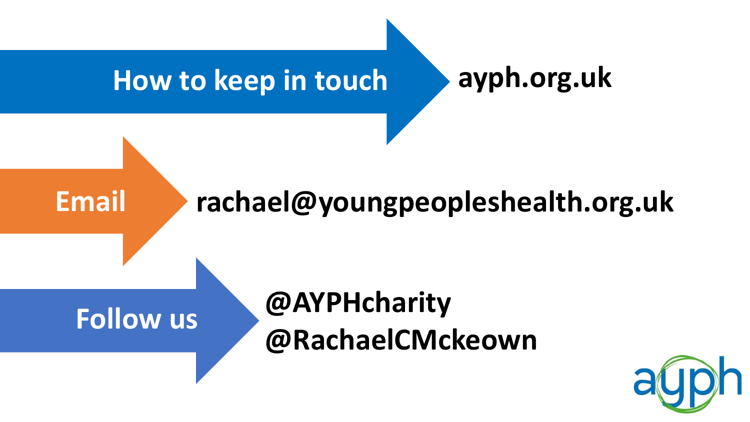How to keep in touch ayph.org.uk

Email rachael@youngpeopleshealth.org.uk

Follow us @AYPHcharity
@RachaelCMckeown

ayph